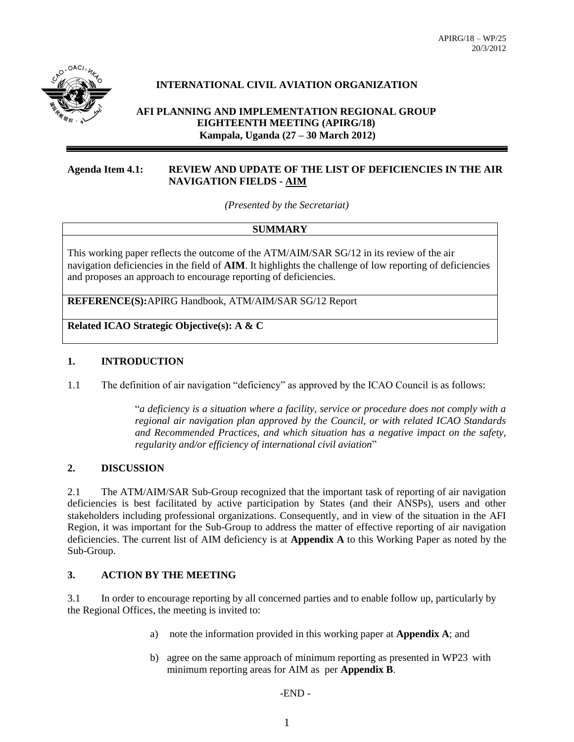APIRG/18 – WP/25
20/3/2012

**INTERNATIONAL CIVIL AVIATION ORGANIZATION**

**AFI PLANNING AND IMPLEMENTATION REGIONAL GROUP**
**EIGHTEENTH MEETING (APIRG/18)**
**Kampala, Uganda (27 – 30 March 2012)**

**Agenda Item 4.1: REVIEW AND UPDATE OF THE LIST OF DEFICIENCIES IN THE AIR NAVIGATION FIELDS - AIM**

*(Presented by the Secretariat)*

| **SUMMARY** |
|---|
| This working paper reflects the outcome of the ATM/AIM/SAR SG/12 in its review of the air navigation deficiencies in the field of **AIM**. It highlights the challenge of low reporting of deficiencies and proposes an approach to encourage reporting of deficiencies. |
| **REFERENCE(S):** APIRG Handbook, ATM/AIM/SAR SG/12 Report |
| **Related ICAO Strategic Objective(s): A & C** |

## 1. INTRODUCTION

1.1 The definition of air navigation "deficiency" as approved by the ICAO Council is as follows:

> "*a deficiency is a situation where a facility, service or procedure does not comply with a regional air navigation plan approved by the Council, or with related ICAO Standards and Recommended Practices, and which situation has a negative impact on the safety, regularity and/or efficiency of international civil aviation*"

## 2. DISCUSSION

2.1 The ATM/AIM/SAR Sub-Group recognized that the important task of reporting of air navigation deficiencies is best facilitated by active participation by States (and their ANSPs), users and other stakeholders including professional organizations. Consequently, and in view of the situation in the AFI Region, it was important for the Sub-Group to address the matter of effective reporting of air navigation deficiencies. The current list of AIM deficiency is at **Appendix A** to this Working Paper as noted by the Sub-Group.

## 3. ACTION BY THE MEETING

3.1 In order to encourage reporting by all concerned parties and to enable follow up, particularly by the Regional Offices, the meeting is invited to:

a) note the information provided in this working paper at **Appendix A**; and

b) agree on the same approach of minimum reporting as presented in WP23 with minimum reporting areas for AIM as per **Appendix B**.

-END -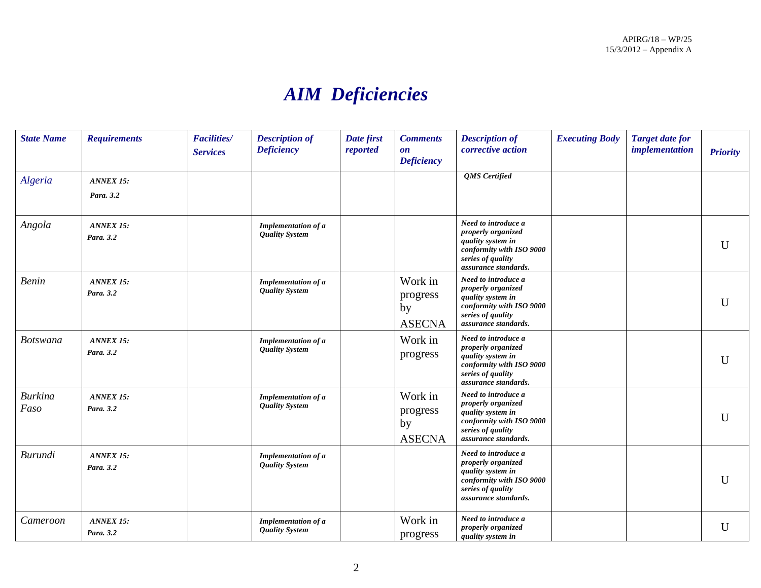# *AIM Deficiencies*

| *State Name* | *Requirements* | *Facilities/ Services* | *Description of Deficiency* | *Date first reported* | *Comments on Deficiency* | *Description of corrective action* | *Executing Body* | *Target date for implementation* | *Priority* |
|---|---|---|---|---|---|---|---|---|---|
| *Algeria* | ***ANNEX 15: Para. 3.2*** | | | | | ***QMS Certified*** | | | |
| *Angola* | ***ANNEX 15: Para. 3.2*** | | ***Implementation of a Quality System*** | | | ***Need to introduce a properly organized quality system in conformity with ISO 9000 series of quality assurance standards.*** | | | U |
| *Benin* | ***ANNEX 15: Para. 3.2*** | | ***Implementation of a Quality System*** | | Work in progress by ASECNA | ***Need to introduce a properly organized quality system in conformity with ISO 9000 series of quality assurance standards.*** | | | U |
| *Botswana* | ***ANNEX 15: Para. 3.2*** | | ***Implementation of a Quality System*** | | Work in progress | ***Need to introduce a properly organized quality system in conformity with ISO 9000 series of quality assurance standards.*** | | | U |
| *Burkina Faso* | ***ANNEX 15: Para. 3.2*** | | ***Implementation of a Quality System*** | | Work in progress by ASECNA | ***Need to introduce a properly organized quality system in conformity with ISO 9000 series of quality assurance standards.*** | | | U |
| *Burundi* | ***ANNEX 15: Para. 3.2*** | | ***Implementation of a Quality System*** | | | ***Need to introduce a properly organized quality system in conformity with ISO 9000 series of quality assurance standards.*** | | | U |
| *Cameroon* | ***ANNEX 15: Para. 3.2*** | | ***Implementation of a Quality System*** | | Work in progress | ***Need to introduce a properly organized quality system in*** | | | U |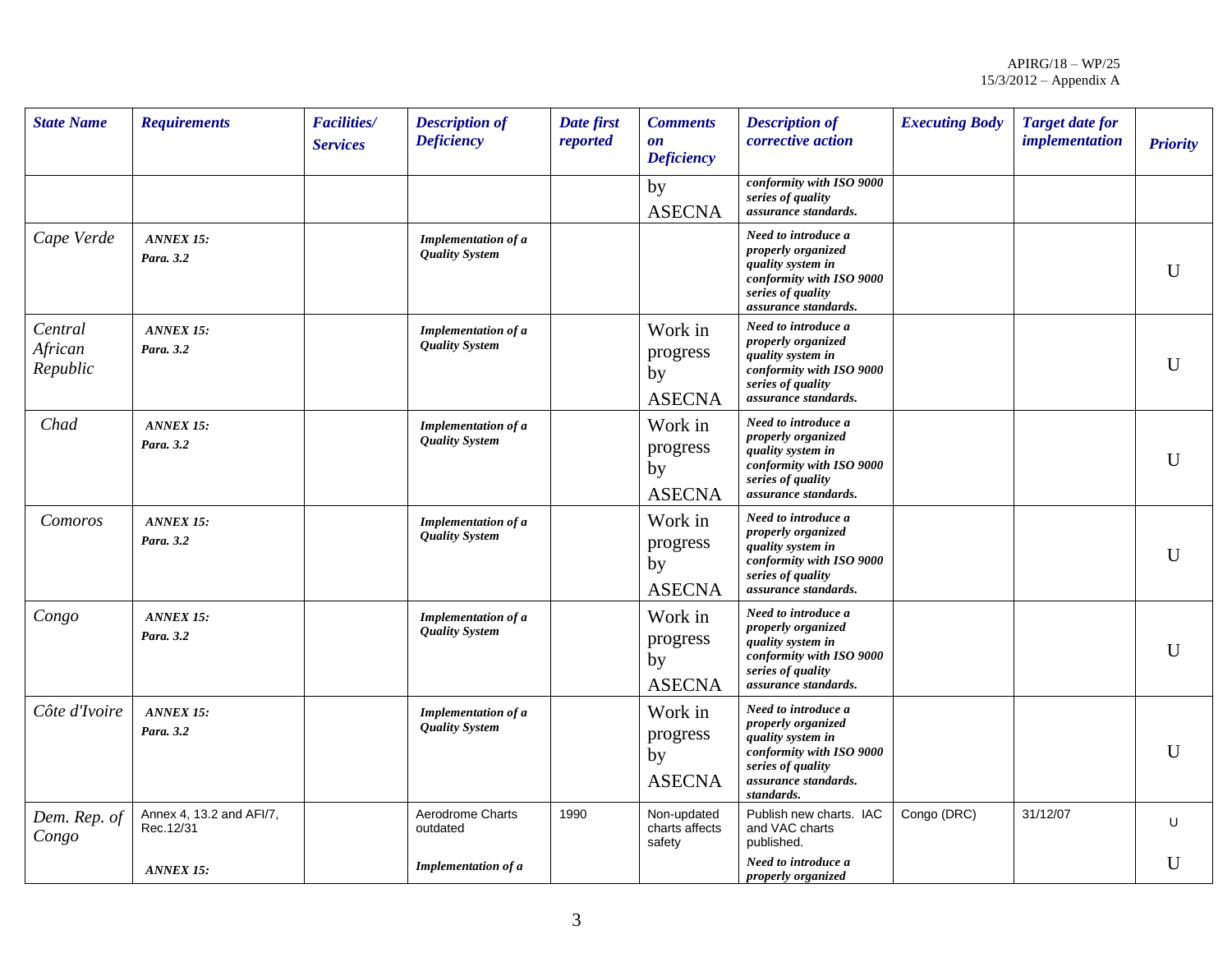| State Name | Requirements | Facilities/ Services | Description of Deficiency | Date first reported | Comments on Deficiency | Description of corrective action | Executing Body | Target date for implementation | Priority |
|---|---|---|---|---|---|---|---|---|---|
| | | | | | by ASECNA | *conformity with ISO 9000 series of quality assurance standards.* | | | |
| *Cape Verde* | ***ANNEX 15: Para. 3.2*** | | ***Implementation of a Quality System*** | | | ***Need to introduce a properly organized quality system in conformity with ISO 9000 series of quality assurance standards.*** | | | U |
| *Central African Republic* | ***ANNEX 15: Para. 3.2*** | | ***Implementation of a Quality System*** | | Work in progress by ASECNA | ***Need to introduce a properly organized quality system in conformity with ISO 9000 series of quality assurance standards.*** | | | U |
| *Chad* | ***ANNEX 15: Para. 3.2*** | | ***Implementation of a Quality System*** | | Work in progress by ASECNA | ***Need to introduce a properly organized quality system in conformity with ISO 9000 series of quality assurance standards.*** | | | U |
| *Comoros* | ***ANNEX 15: Para. 3.2*** | | ***Implementation of a Quality System*** | | Work in progress by ASECNA | ***Need to introduce a properly organized quality system in conformity with ISO 9000 series of quality assurance standards.*** | | | U |
| *Congo* | ***ANNEX 15: Para. 3.2*** | | ***Implementation of a Quality System*** | | Work in progress by ASECNA | ***Need to introduce a properly organized quality system in conformity with ISO 9000 series of quality assurance standards.*** | | | U |
| *Côte d'Ivoire* | ***ANNEX 15: Para. 3.2*** | | ***Implementation of a Quality System*** | | Work in progress by ASECNA | ***Need to introduce a properly organized quality system in conformity with ISO 9000 series of quality assurance standards. standards.*** | | | U |
| *Dem. Rep. of Congo* | Annex 4, 13.2 and AFI/7, Rec.12/31 | | Aerodrome Charts outdated | 1990 | Non-updated charts affects safety | Publish new charts. IAC and VAC charts published. | Congo (DRC) | 31/12/07 | U |
| | ***ANNEX 15:*** | | ***Implementation of a*** | | | ***Need to introduce a properly organized*** | | | U |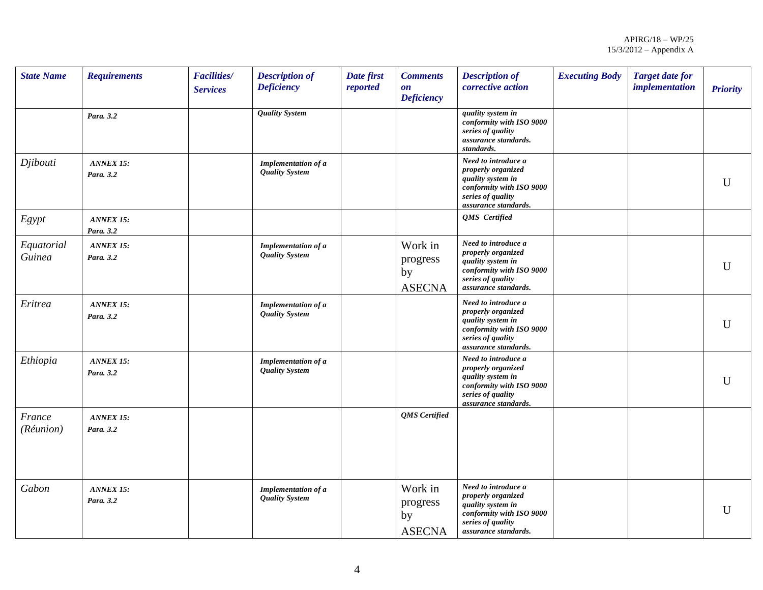| State Name | Requirements | Facilities/ Services | Description of Deficiency | Date first reported | Comments on Deficiency | Description of corrective action | Executing Body | Target date for implementation | Priority |
|---|---|---|---|---|---|---|---|---|---|
| | Para. 3.2 | | Quality System | | | quality system in conformity with ISO 9000 series of quality assurance standards. standards. | | | |
| Djibouti | ANNEX 15: Para. 3.2 | | Implementation of a Quality System | | | Need to introduce a properly organized quality system in conformity with ISO 9000 series of quality assurance standards. | | | U |
| Egypt | ANNEX 15: Para. 3.2 | | | | | QMS Certified | | | |
| Equatorial Guinea | ANNEX 15: Para. 3.2 | | Implementation of a Quality System | | Work in progress by ASECNA | Need to introduce a properly organized quality system in conformity with ISO 9000 series of quality assurance standards. | | | U |
| Eritrea | ANNEX 15: Para. 3.2 | | Implementation of a Quality System | | | Need to introduce a properly organized quality system in conformity with ISO 9000 series of quality assurance standards. | | | U |
| Ethiopia | ANNEX 15: Para. 3.2 | | Implementation of a Quality System | | | Need to introduce a properly organized quality system in conformity with ISO 9000 series of quality assurance standards. | | | U |
| France (Réunion) | ANNEX 15: Para. 3.2 | | | | QMS Certified | | | | |
| Gabon | ANNEX 15: Para. 3.2 | | Implementation of a Quality System | | Work in progress by ASECNA | Need to introduce a properly organized quality system in conformity with ISO 9000 series of quality assurance standards. | | | U |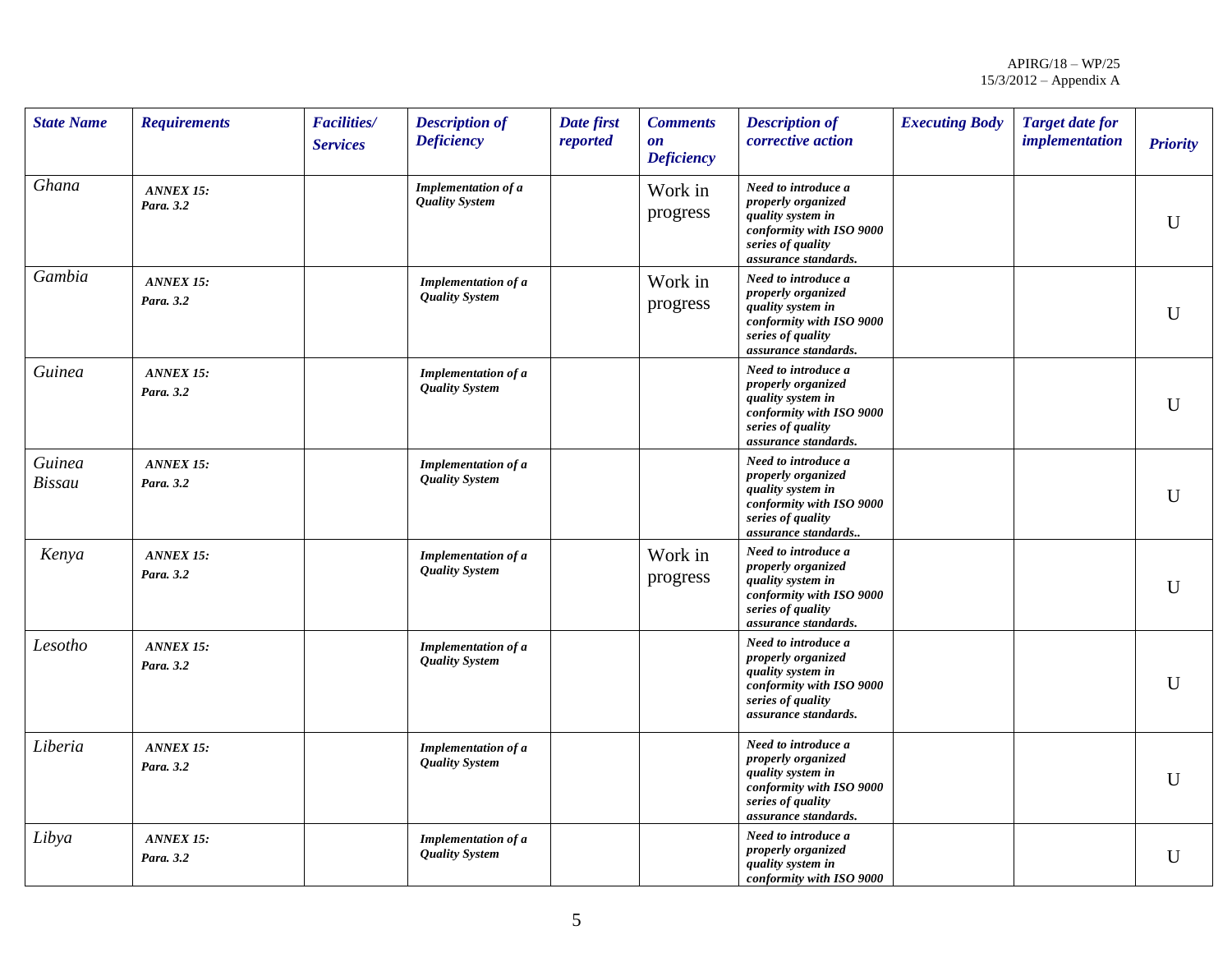| *State Name* | *Requirements* | *Facilities/ Services* | *Description of Deficiency* | *Date first reported* | *Comments on Deficiency* | *Description of corrective action* | *Executing Body* | *Target date for implementation* | *Priority* |
|---|---|---|---|---|---|---|---|---|---|
| *Ghana* | ***ANNEX 15: Para. 3.2*** | | ***Implementation of a Quality System*** | | Work in progress | ***Need to introduce a properly organized quality system in conformity with ISO 9000 series of quality assurance standards.*** | | | U |
| *Gambia* | ***ANNEX 15: Para. 3.2*** | | ***Implementation of a Quality System*** | | Work in progress | ***Need to introduce a properly organized quality system in conformity with ISO 9000 series of quality assurance standards.*** | | | U |
| *Guinea* | ***ANNEX 15: Para. 3.2*** | | ***Implementation of a Quality System*** | | | ***Need to introduce a properly organized quality system in conformity with ISO 9000 series of quality assurance standards.*** | | | U |
| *Guinea Bissau* | ***ANNEX 15: Para. 3.2*** | | ***Implementation of a Quality System*** | | | ***Need to introduce a properly organized quality system in conformity with ISO 9000 series of quality assurance standards..*** | | | U |
| *Kenya* | ***ANNEX 15: Para. 3.2*** | | ***Implementation of a Quality System*** | | Work in progress | ***Need to introduce a properly organized quality system in conformity with ISO 9000 series of quality assurance standards.*** | | | U |
| *Lesotho* | ***ANNEX 15: Para. 3.2*** | | ***Implementation of a Quality System*** | | | ***Need to introduce a properly organized quality system in conformity with ISO 9000 series of quality assurance standards.*** | | | U |
| *Liberia* | ***ANNEX 15: Para. 3.2*** | | ***Implementation of a Quality System*** | | | ***Need to introduce a properly organized quality system in conformity with ISO 9000 series of quality assurance standards.*** | | | U |
| *Libya* | ***ANNEX 15: Para. 3.2*** | | ***Implementation of a Quality System*** | | | ***Need to introduce a properly organized quality system in conformity with ISO 9000*** | | | U |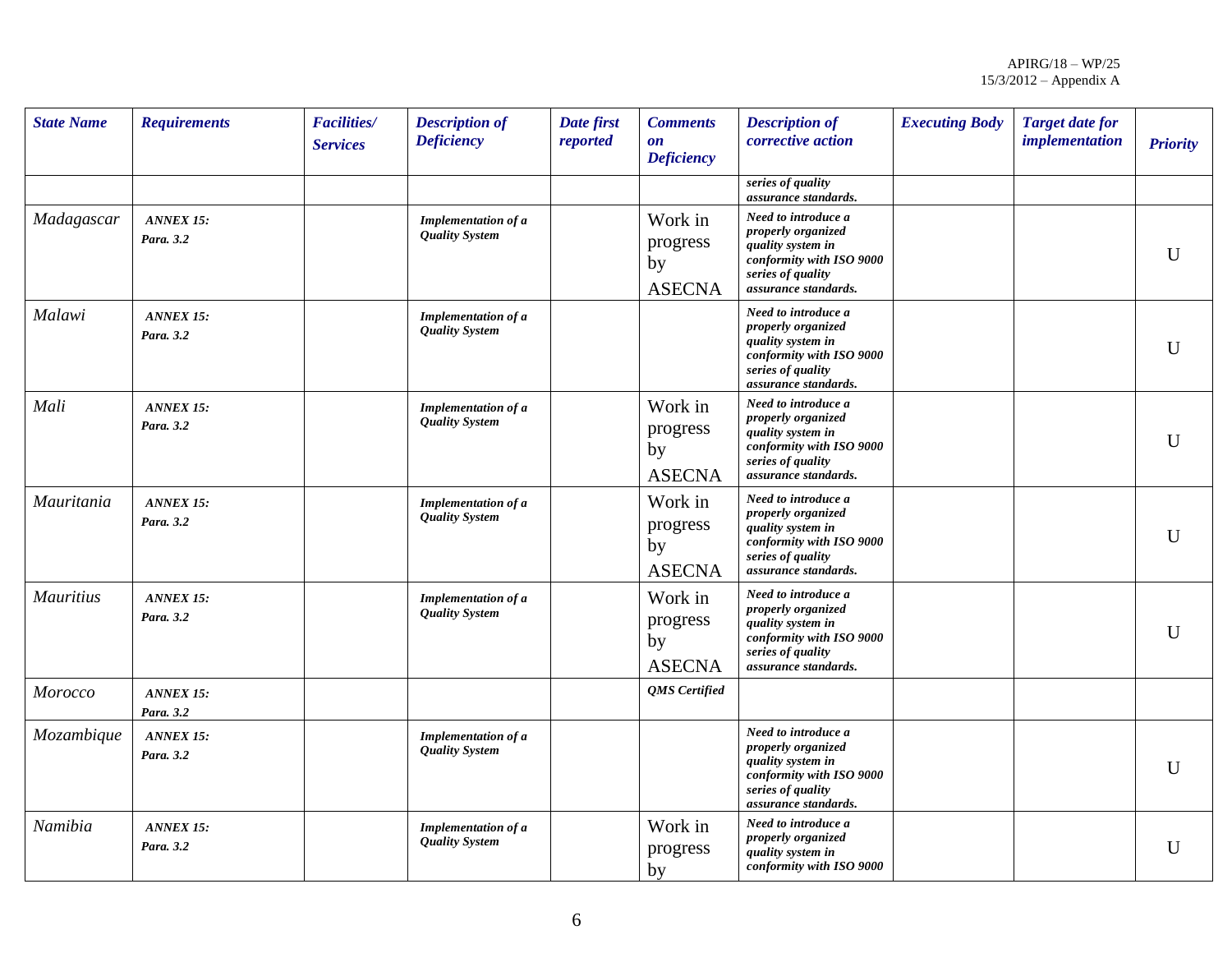| State Name | Requirements | Facilities/ Services | Description of Deficiency | Date first reported | Comments on Deficiency | Description of corrective action | Executing Body | Target date for implementation | Priority |
|---|---|---|---|---|---|---|---|---|---|
| | | | | | | series of quality assurance standards. | | | |
| Madagascar | ANNEX 15: Para. 3.2 | | Implementation of a Quality System | | Work in progress by ASECNA | Need to introduce a properly organized quality system in conformity with ISO 9000 series of quality assurance standards. | | | U |
| Malawi | ANNEX 15: Para. 3.2 | | Implementation of a Quality System | | | Need to introduce a properly organized quality system in conformity with ISO 9000 series of quality assurance standards. | | | U |
| Mali | ANNEX 15: Para. 3.2 | | Implementation of a Quality System | | Work in progress by ASECNA | Need to introduce a properly organized quality system in conformity with ISO 9000 series of quality assurance standards. | | | U |
| Mauritania | ANNEX 15: Para. 3.2 | | Implementation of a Quality System | | Work in progress by ASECNA | Need to introduce a properly organized quality system in conformity with ISO 9000 series of quality assurance standards. | | | U |
| Mauritius | ANNEX 15: Para. 3.2 | | Implementation of a Quality System | | Work in progress by ASECNA | Need to introduce a properly organized quality system in conformity with ISO 9000 series of quality assurance standards. | | | U |
| Morocco | ANNEX 15: Para. 3.2 | | | | QMS Certified | | | | |
| Mozambique | ANNEX 15: Para. 3.2 | | Implementation of a Quality System | | | Need to introduce a properly organized quality system in conformity with ISO 9000 series of quality assurance standards. | | | U |
| Namibia | ANNEX 15: Para. 3.2 | | Implementation of a Quality System | | Work in progress by | Need to introduce a properly organized quality system in conformity with ISO 9000 | | | U |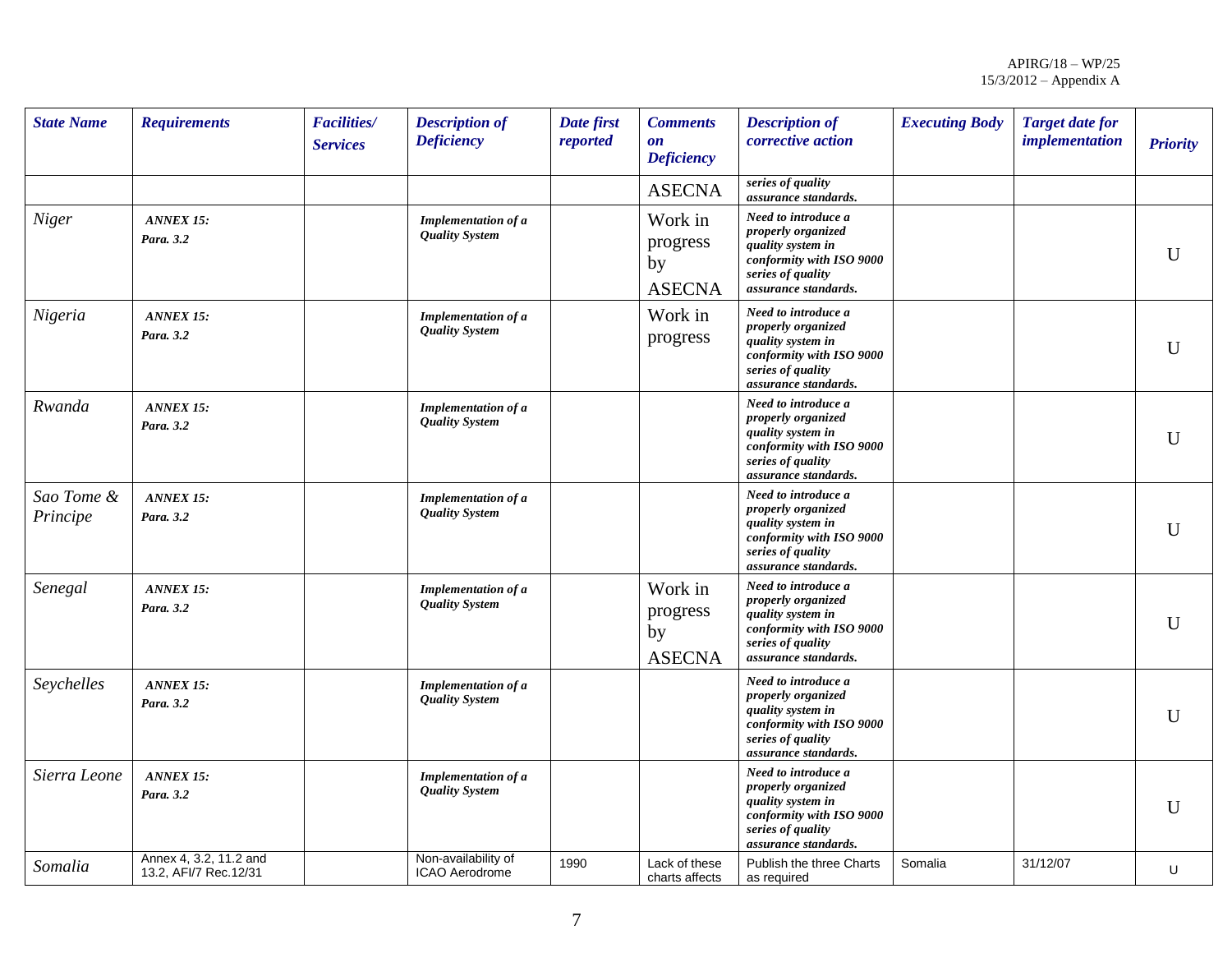| State Name | Requirements | Facilities/ Services | Description of Deficiency | Date first reported | Comments on Deficiency | Description of corrective action | Executing Body | Target date for implementation | Priority |
|---|---|---|---|---|---|---|---|---|---|
| | | | | | ASECNA | series of quality assurance standards. | | | |
| Niger | ANNEX 15: Para. 3.2 | | Implementation of a Quality System | | Work in progress by ASECNA | Need to introduce a properly organized quality system in conformity with ISO 9000 series of quality assurance standards. | | | U |
| Nigeria | ANNEX 15: Para. 3.2 | | Implementation of a Quality System | | Work in progress | Need to introduce a properly organized quality system in conformity with ISO 9000 series of quality assurance standards. | | | U |
| Rwanda | ANNEX 15: Para. 3.2 | | Implementation of a Quality System | | | Need to introduce a properly organized quality system in conformity with ISO 9000 series of quality assurance standards. | | | U |
| Sao Tome & Principe | ANNEX 15: Para. 3.2 | | Implementation of a Quality System | | | Need to introduce a properly organized quality system in conformity with ISO 9000 series of quality assurance standards. | | | U |
| Senegal | ANNEX 15: Para. 3.2 | | Implementation of a Quality System | | Work in progress by ASECNA | Need to introduce a properly organized quality system in conformity with ISO 9000 series of quality assurance standards. | | | U |
| Seychelles | ANNEX 15: Para. 3.2 | | Implementation of a Quality System | | | Need to introduce a properly organized quality system in conformity with ISO 9000 series of quality assurance standards. | | | U |
| Sierra Leone | ANNEX 15: Para. 3.2 | | Implementation of a Quality System | | | Need to introduce a properly organized quality system in conformity with ISO 9000 series of quality assurance standards. | | | U |
| Somalia | Annex 4, 3.2, 11.2 and 13.2, AFI/7 Rec.12/31 | | Non-availability of ICAO Aerodrome | 1990 | Lack of these charts affects | Publish the three Charts as required | Somalia | 31/12/07 | U |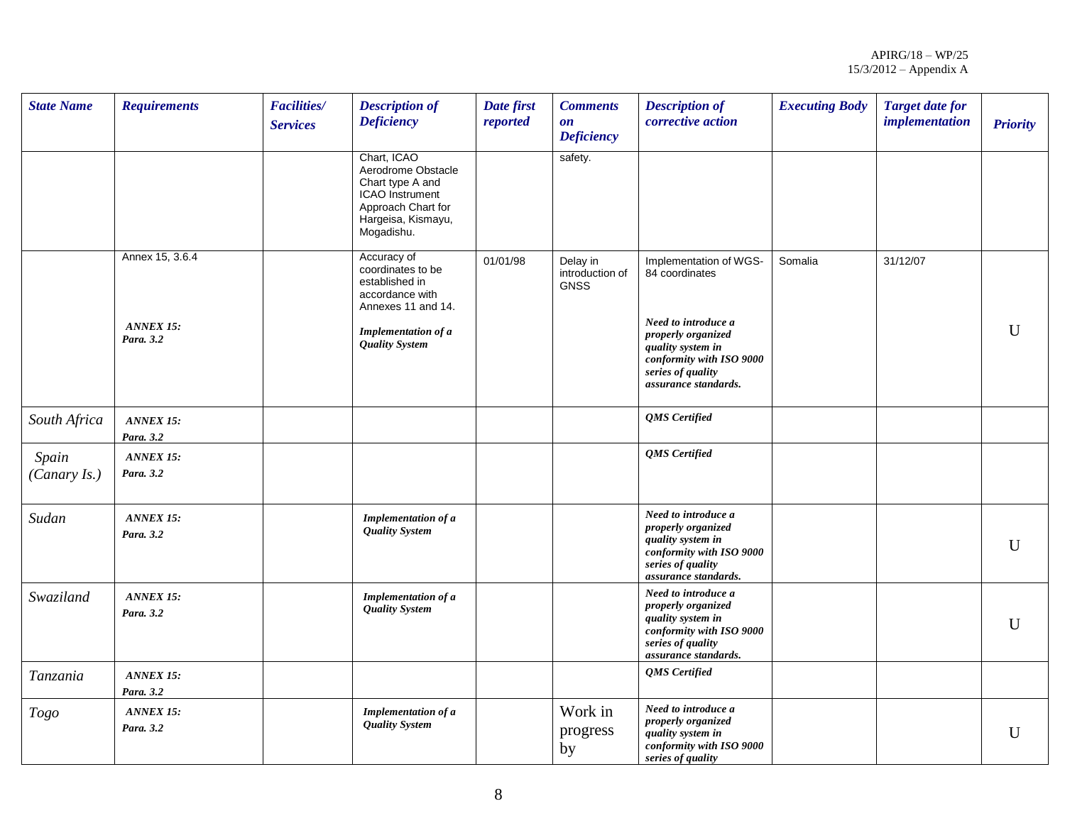| *State Name* | *Requirements* | *Facilities/ Services* | *Description of Deficiency* | *Date first reported* | *Comments on Deficiency* | *Description of corrective action* | *Executing Body* | *Target date for implementation* | *Priority* |
|---|---|---|---|---|---|---|---|---|---|
| | | | Chart, ICAO Aerodrome Obstacle Chart type A and ICAO Instrument Approach Chart for Hargeisa, Kismayu, Mogadishu. | | safety. | | | | |
| | Annex 15, 3.6.4<br><br>***ANNEX 15: Para. 3.2*** | | Accuracy of coordinates to be established in accordance with Annexes 11 and 14.<br><br>***Implementation of a Quality System*** | 01/01/98 | Delay in introduction of GNSS | Implementation of WGS-84 coordinates<br><br>***Need to introduce a properly organized quality system in conformity with ISO 9000 series of quality assurance standards.*** | Somalia | 31/12/07 | U |
| *South Africa* | ***ANNEX 15: Para. 3.2*** | | | | | ***QMS Certified*** | | | |
| *Spain (Canary Is.)* | ***ANNEX 15: Para. 3.2*** | | | | | ***QMS Certified*** | | | |
| *Sudan* | ***ANNEX 15: Para. 3.2*** | | ***Implementation of a Quality System*** | | | ***Need to introduce a properly organized quality system in conformity with ISO 9000 series of quality assurance standards.*** | | | U |
| *Swaziland* | ***ANNEX 15: Para. 3.2*** | | ***Implementation of a Quality System*** | | | ***Need to introduce a properly organized quality system in conformity with ISO 9000 series of quality assurance standards.*** | | | U |
| *Tanzania* | ***ANNEX 15: Para. 3.2*** | | | | | ***QMS Certified*** | | | |
| *Togo* | ***ANNEX 15: Para. 3.2*** | | ***Implementation of a Quality System*** | | Work in progress by | ***Need to introduce a properly organized quality system in conformity with ISO 9000 series of quality*** | | | U |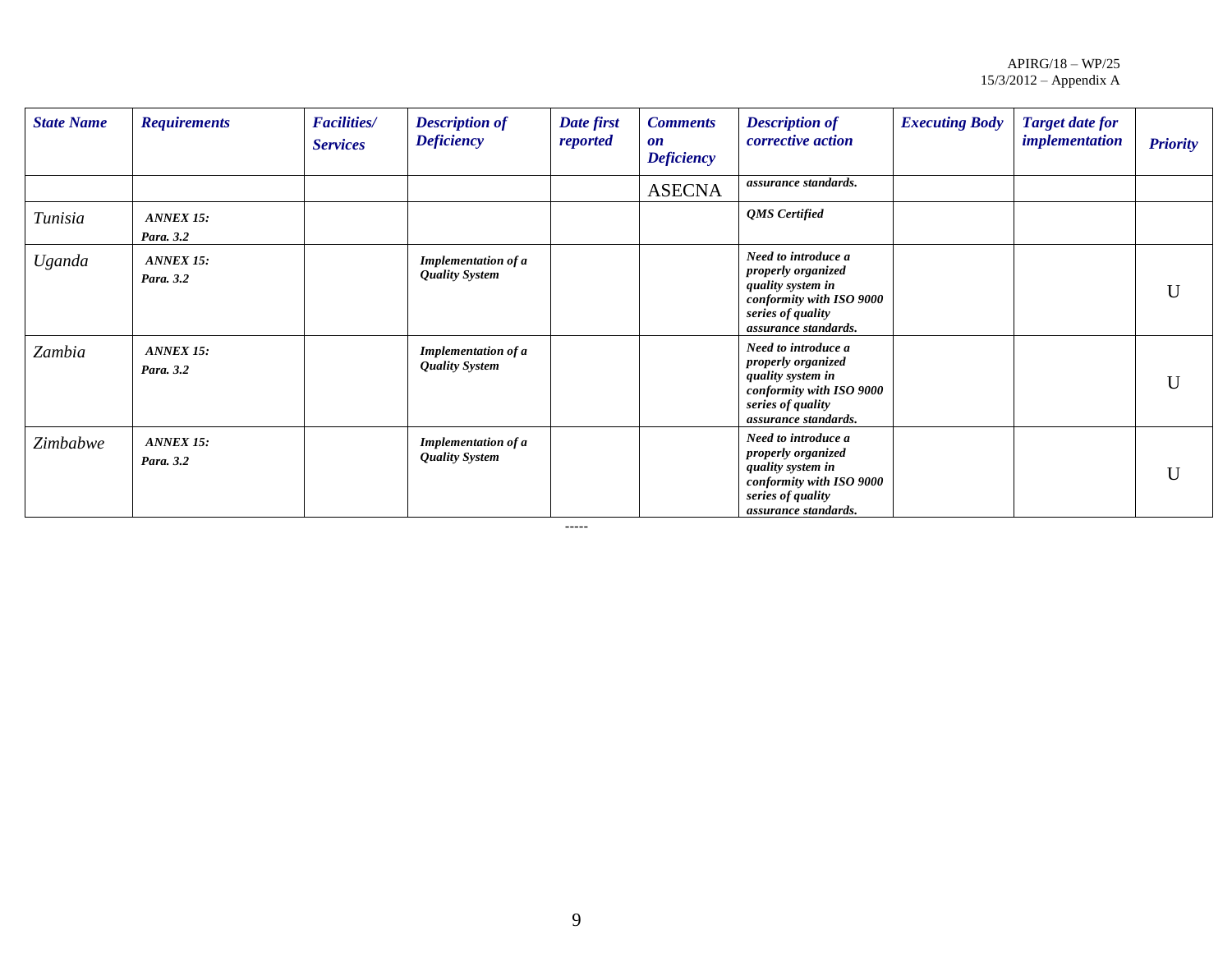| State Name | Requirements | Facilities/ Services | Description of Deficiency | Date first reported | Comments on Deficiency | Description of corrective action | Executing Body | Target date for implementation | Priority |
|---|---|---|---|---|---|---|---|---|---|
| | | | | | ASECNA | *assurance standards.* | | | |
| Tunisia | ***ANNEX 15: Para. 3.2*** | | | | | ***QMS Certified*** | | | |
| Uganda | ***ANNEX 15: Para. 3.2*** | | ***Implementation of a Quality System*** | | | ***Need to introduce a properly organized quality system in conformity with ISO 9000 series of quality assurance standards.*** | | | U |
| Zambia | ***ANNEX 15: Para. 3.2*** | | ***Implementation of a Quality System*** | | | ***Need to introduce a properly organized quality system in conformity with ISO 9000 series of quality assurance standards.*** | | | U |
| Zimbabwe | ***ANNEX 15: Para. 3.2*** | | ***Implementation of a Quality System*** | | | ***Need to introduce a properly organized quality system in conformity with ISO 9000 series of quality assurance standards.*** | | | U |

-----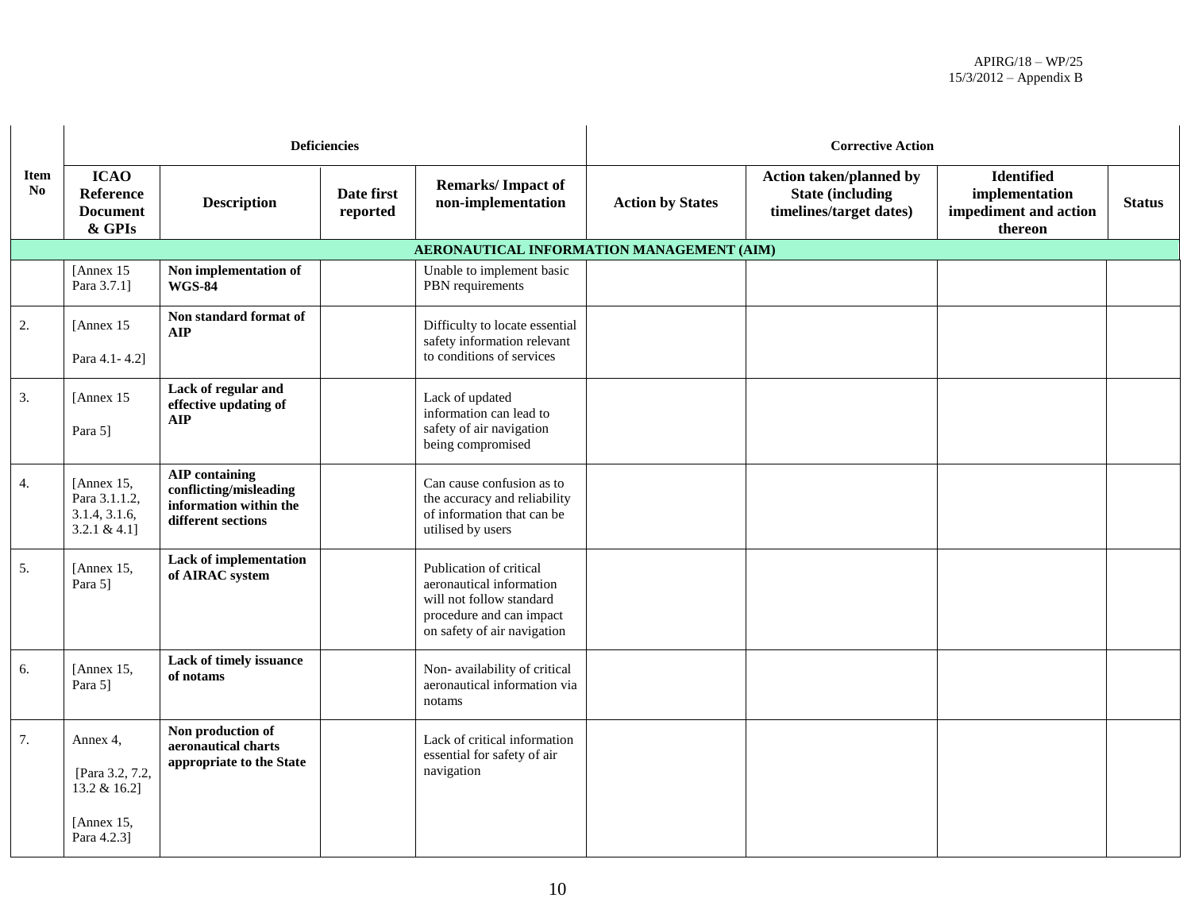| Item No | Deficiencies | | | | Corrective Action | | | |
|---|---|---|---|---|---|---|---|---|
| | ICAO Reference Document & GPIs | Description | Date first reported | Remarks/ Impact of non-implementation | Action by States | Action taken/planned by State (including timelines/target dates) | Identified implementation impediment and action thereon | Status |
| **AERONAUTICAL INFORMATION MANAGEMENT (AIM)** | | | | | | | | |
| | [Annex 15 Para 3.7.1] | **Non implementation of WGS-84** | | Unable to implement basic PBN requirements | | | | |
| 2. | [Annex 15 Para 4.1- 4.2] | **Non standard format of AIP** | | Difficulty to locate essential safety information relevant to conditions of services | | | | |
| 3. | [Annex 15 Para 5] | **Lack of regular and effective updating of AIP** | | Lack of updated information can lead to safety of air navigation being compromised | | | | |
| 4. | [Annex 15, Para 3.1.1.2, 3.1.4, 3.1.6, 3.2.1 & 4.1] | **AIP containing conflicting/misleading information within the different sections** | | Can cause confusion as to the accuracy and reliability of information that can be utilised by users | | | | |
| 5. | [Annex 15, Para 5] | **Lack of implementation of AIRAC system** | | Publication of critical aeronautical information will not follow standard procedure and can impact on safety of air navigation | | | | |
| 6. | [Annex 15, Para 5] | **Lack of timely issuance of notams** | | Non- availability of critical aeronautical information via notams | | | | |
| 7. | Annex 4, [Para 3.2, 7.2, 13.2 & 16.2] [Annex 15, Para 4.2.3] | **Non production of aeronautical charts appropriate to the State** | | Lack of critical information essential for safety of air navigation | | | | |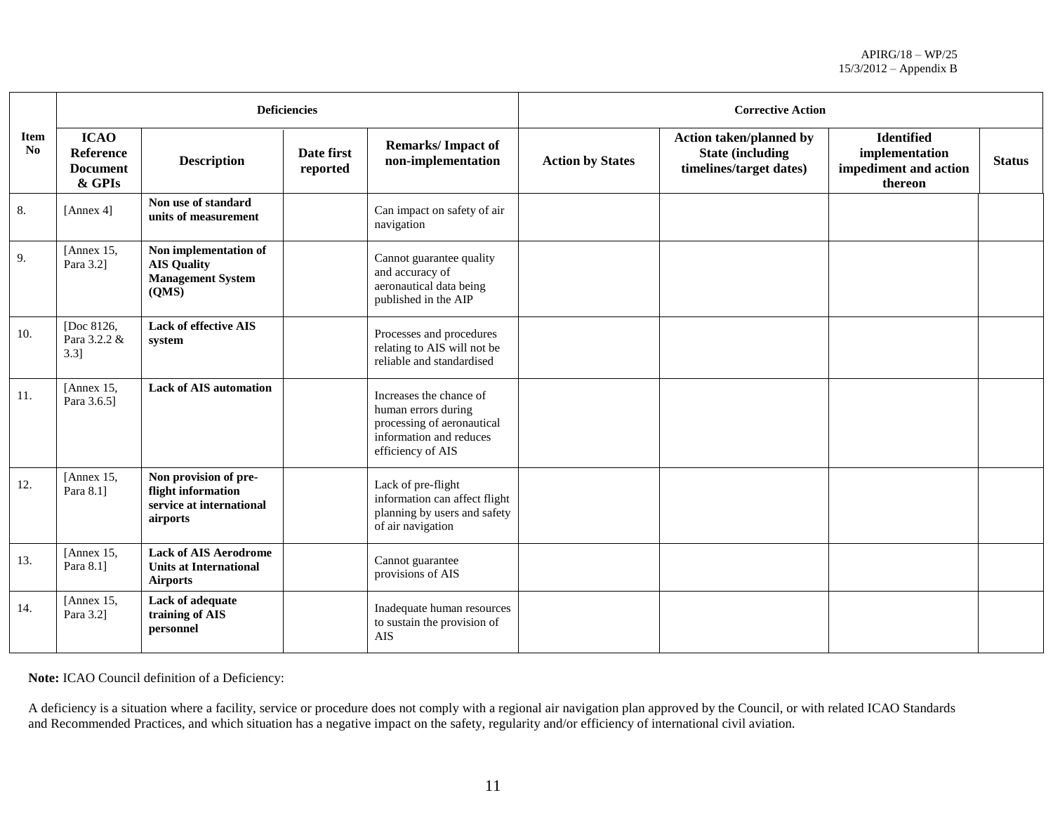| Item No | Deficiencies | | | | Corrective Action | | | |
|---|---|---|---|---|---|---|---|---|
| | ICAO Reference Document & GPIs | Description | Date first reported | Remarks/ Impact of non-implementation | Action by States | Action taken/planned by State (including timelines/target dates) | Identified implementation impediment and action thereon | Status |
| 8. | [Annex 4] | **Non use of standard units of measurement** | | Can impact on safety of air navigation | | | | |
| 9. | [Annex 15, Para 3.2] | **Non implementation of AIS Quality Management System (QMS)** | | Cannot guarantee quality and accuracy of aeronautical data being published in the AIP | | | | |
| 10. | [Doc 8126, Para 3.2.2 & 3.3] | **Lack of effective AIS system** | | Processes and procedures relating to AIS will not be reliable and standardised | | | | |
| 11. | [Annex 15, Para 3.6.5] | **Lack of AIS automation** | | Increases the chance of human errors during processing of aeronautical information and reduces efficiency of AIS | | | | |
| 12. | [Annex 15, Para 8.1] | **Non provision of pre-flight information service at international airports** | | Lack of pre-flight information can affect flight planning by users and safety of air navigation | | | | |
| 13. | [Annex 15, Para 8.1] | **Lack of AIS Aerodrome Units at International Airports** | | Cannot guarantee provisions of AIS | | | | |
| 14. | [Annex 15, Para 3.2] | **Lack of adequate training of AIS personnel** | | Inadequate human resources to sustain the provision of AIS | | | | |

**Note:** ICAO Council definition of a Deficiency:

A deficiency is a situation where a facility, service or procedure does not comply with a regional air navigation plan approved by the Council, or with related ICAO Standards and Recommended Practices, and which situation has a negative impact on the safety, regularity and/or efficiency of international civil aviation.